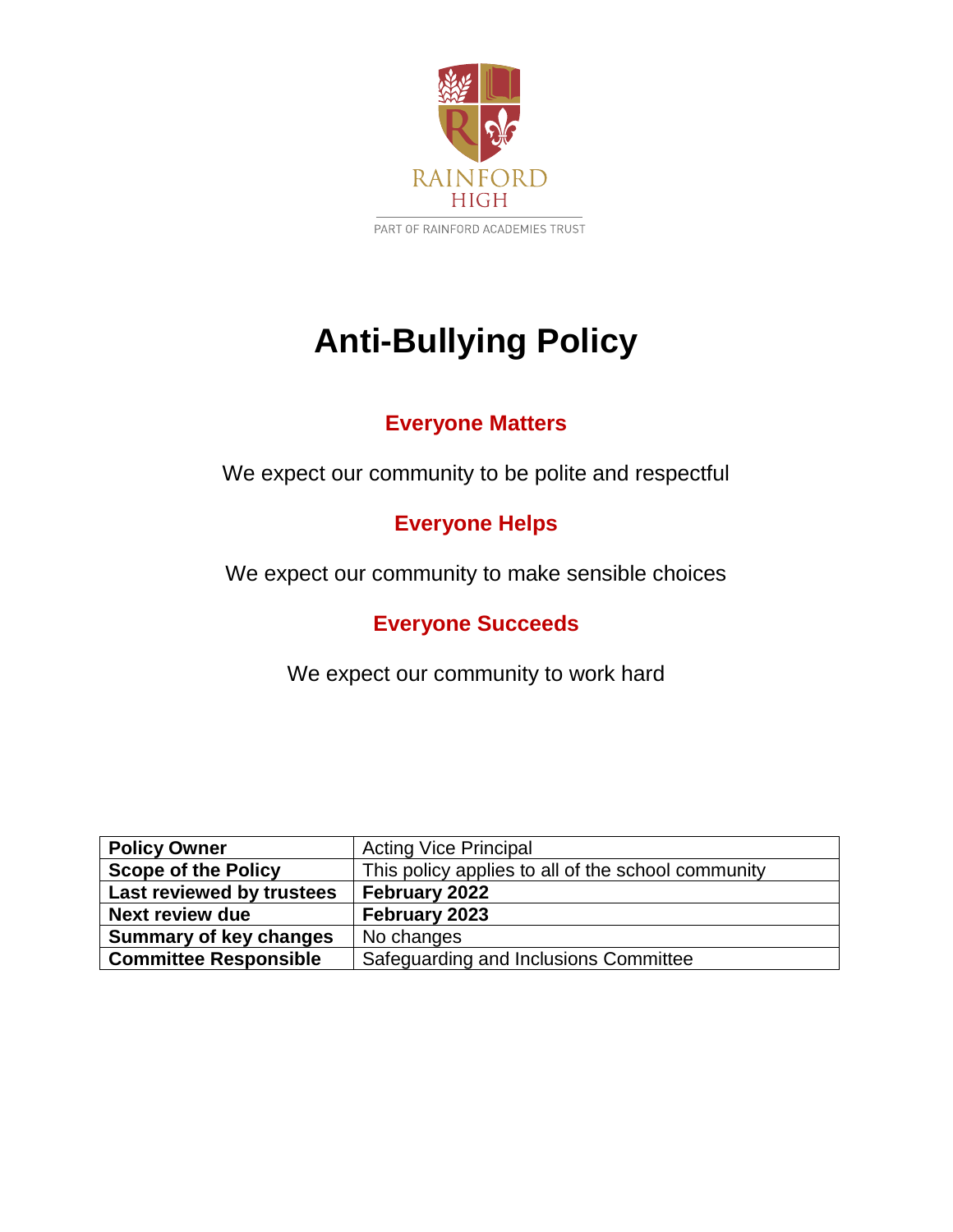RAINFORD HIGH

PART OF RAINFORD ACADEMIES TRUST

# Anti-Bullying Policy

## Everyone Matters

We expect our community to be polite and respectful

## Everyone Helps

We expect our community to make sensible choices

## Everyone Succeeds

We expect our community to work hard

| **Policy Owner** | Acting Vice Principal |
|---|---|
| **Scope of the Policy** | This policy applies to all of the school community |
| **Last reviewed by trustees** | **February 2022** |
| **Next review due** | **February 2023** |
| **Summary of key changes** | No changes |
| **Committee Responsible** | Safeguarding and Inclusions Committee |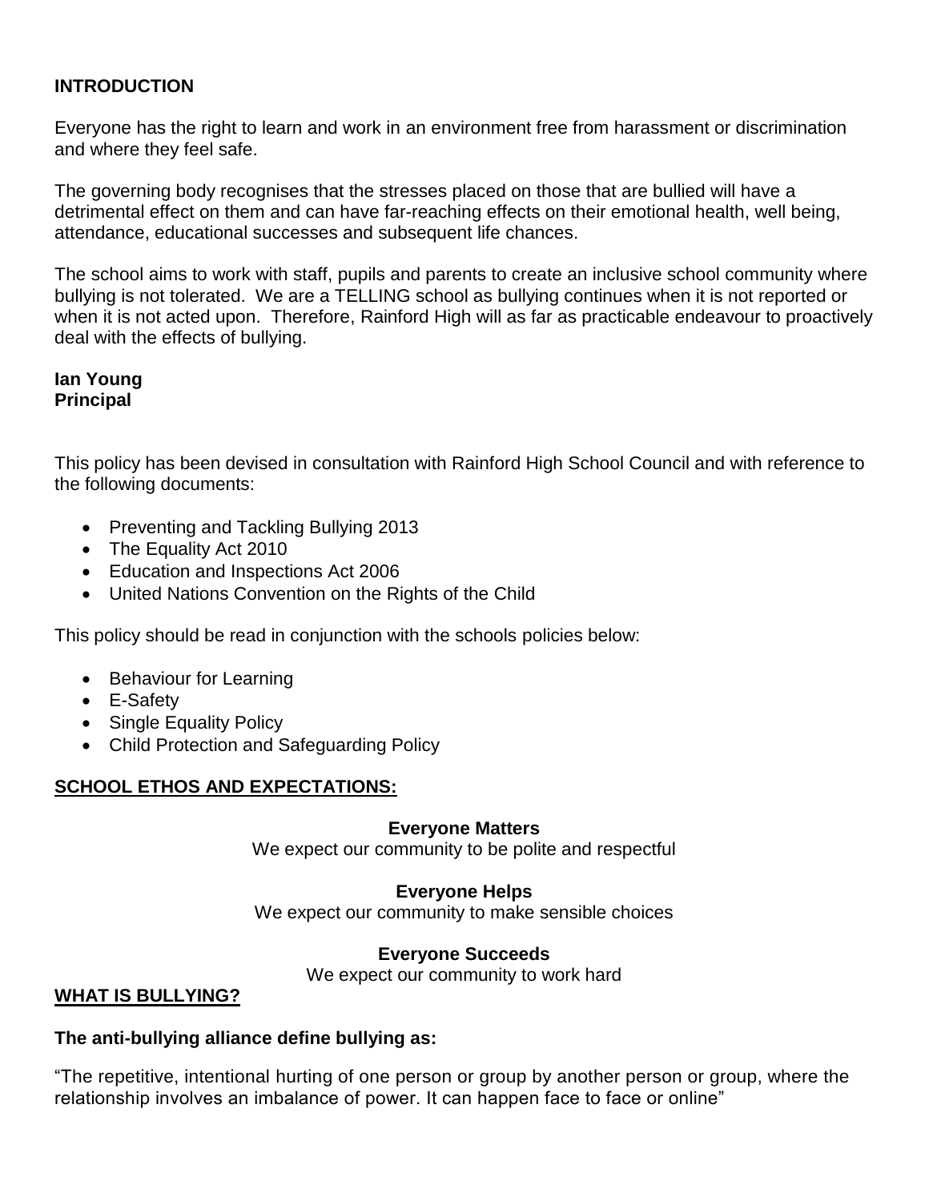## INTRODUCTION

Everyone has the right to learn and work in an environment free from harassment or discrimination and where they feel safe.

The governing body recognises that the stresses placed on those that are bullied will have a detrimental effect on them and can have far-reaching effects on their emotional health, well being, attendance, educational successes and subsequent life chances.

The school aims to work with staff, pupils and parents to create an inclusive school community where bullying is not tolerated. We are a TELLING school as bullying continues when it is not reported or when it is not acted upon. Therefore, Rainford High will as far as practicable endeavour to proactively deal with the effects of bullying.

**Ian Young**
**Principal**

This policy has been devised in consultation with Rainford High School Council and with reference to the following documents:

- Preventing and Tackling Bullying 2013
- The Equality Act 2010
- Education and Inspections Act 2006
- United Nations Convention on the Rights of the Child

This policy should be read in conjunction with the schools policies below:

- Behaviour for Learning
- E-Safety
- Single Equality Policy
- Child Protection and Safeguarding Policy

## SCHOOL ETHOS AND EXPECTATIONS:

**Everyone Matters**
We expect our community to be polite and respectful

**Everyone Helps**
We expect our community to make sensible choices

**Everyone Succeeds**
We expect our community to work hard

## WHAT IS BULLYING?

**The anti-bullying alliance define bullying as:**

"The repetitive, intentional hurting of one person or group by another person or group, where the relationship involves an imbalance of power. It can happen face to face or online"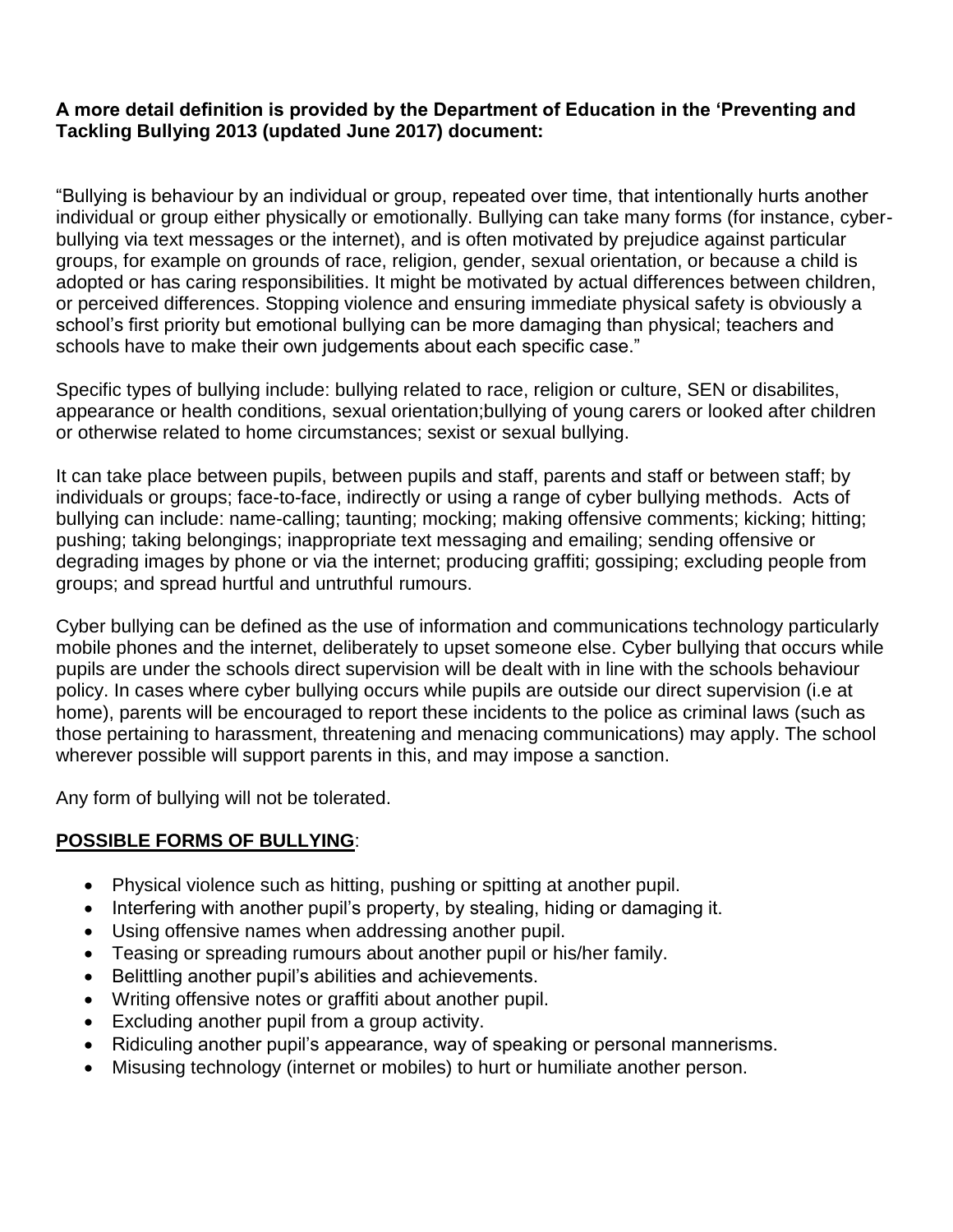**A more detail definition is provided by the Department of Education in the 'Preventing and Tackling Bullying 2013 (updated June 2017) document:**

"Bullying is behaviour by an individual or group, repeated over time, that intentionally hurts another individual or group either physically or emotionally. Bullying can take many forms (for instance, cyber-bullying via text messages or the internet), and is often motivated by prejudice against particular groups, for example on grounds of race, religion, gender, sexual orientation, or because a child is adopted or has caring responsibilities. It might be motivated by actual differences between children, or perceived differences. Stopping violence and ensuring immediate physical safety is obviously a school's first priority but emotional bullying can be more damaging than physical; teachers and schools have to make their own judgements about each specific case."

Specific types of bullying include: bullying related to race, religion or culture, SEN or disabilites, appearance or health conditions, sexual orientation;bullying of young carers or looked after children or otherwise related to home circumstances; sexist or sexual bullying.

It can take place between pupils, between pupils and staff, parents and staff or between staff; by individuals or groups; face-to-face, indirectly or using a range of cyber bullying methods. Acts of bullying can include: name-calling; taunting; mocking; making offensive comments; kicking; hitting; pushing; taking belongings; inappropriate text messaging and emailing; sending offensive or degrading images by phone or via the internet; producing graffiti; gossiping; excluding people from groups; and spread hurtful and untruthful rumours.

Cyber bullying can be defined as the use of information and communications technology particularly mobile phones and the internet, deliberately to upset someone else. Cyber bullying that occurs while pupils are under the schools direct supervision will be dealt with in line with the schools behaviour policy. In cases where cyber bullying occurs while pupils are outside our direct supervision (i.e at home), parents will be encouraged to report these incidents to the police as criminal laws (such as those pertaining to harassment, threatening and menacing communications) may apply. The school wherever possible will support parents in this, and may impose a sanction.

Any form of bullying will not be tolerated.

**POSSIBLE FORMS OF BULLYING**:

- Physical violence such as hitting, pushing or spitting at another pupil.
- Interfering with another pupil's property, by stealing, hiding or damaging it.
- Using offensive names when addressing another pupil.
- Teasing or spreading rumours about another pupil or his/her family.
- Belittling another pupil's abilities and achievements.
- Writing offensive notes or graffiti about another pupil.
- Excluding another pupil from a group activity.
- Ridiculing another pupil's appearance, way of speaking or personal mannerisms.
- Misusing technology (internet or mobiles) to hurt or humiliate another person.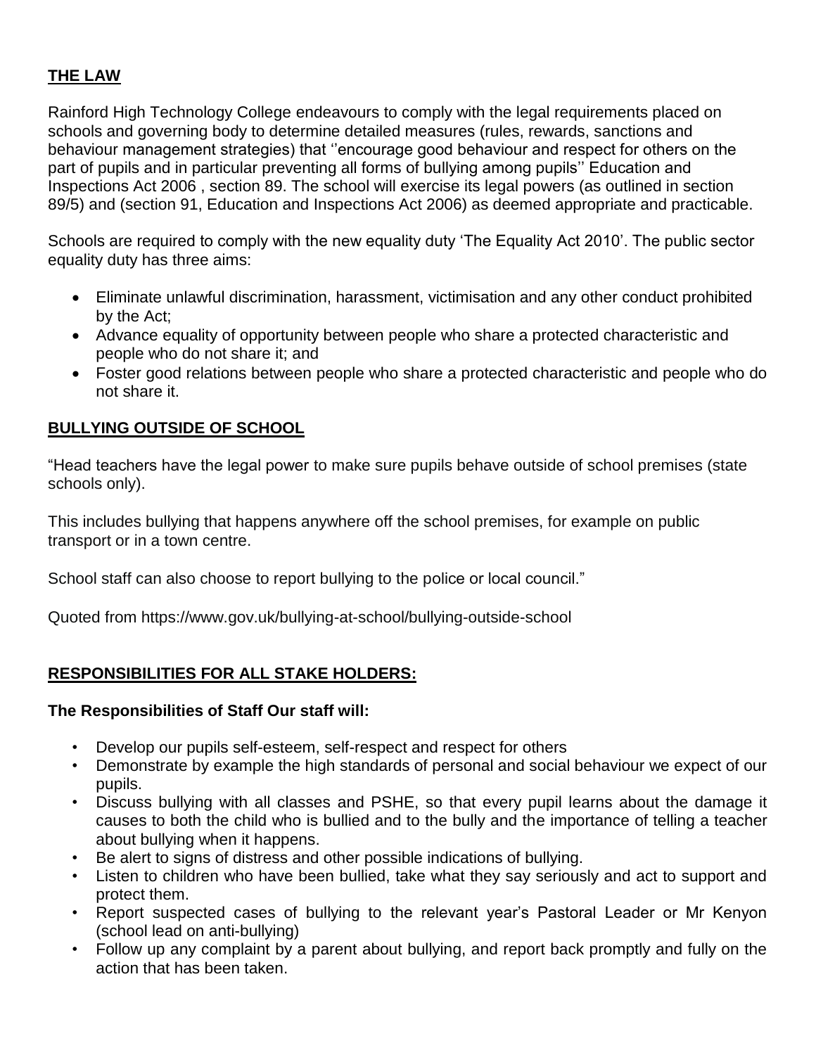## THE LAW

Rainford High Technology College endeavours to comply with the legal requirements placed on schools and governing body to determine detailed measures (rules, rewards, sanctions and behaviour management strategies) that ''encourage good behaviour and respect for others on the part of pupils and in particular preventing all forms of bullying among pupils'' Education and Inspections Act 2006 , section 89. The school will exercise its legal powers (as outlined in section 89/5) and (section 91, Education and Inspections Act 2006) as deemed appropriate and practicable.

Schools are required to comply with the new equality duty 'The Equality Act 2010'. The public sector equality duty has three aims:

- Eliminate unlawful discrimination, harassment, victimisation and any other conduct prohibited by the Act;
- Advance equality of opportunity between people who share a protected characteristic and people who do not share it; and
- Foster good relations between people who share a protected characteristic and people who do not share it.

## BULLYING OUTSIDE OF SCHOOL

"Head teachers have the legal power to make sure pupils behave outside of school premises (state schools only).

This includes bullying that happens anywhere off the school premises, for example on public transport or in a town centre.

School staff can also choose to report bullying to the police or local council."

Quoted from https://www.gov.uk/bullying-at-school/bullying-outside-school

## RESPONSIBILITIES FOR ALL STAKE HOLDERS:

**The Responsibilities of Staff Our staff will:**

- Develop our pupils self-esteem, self-respect and respect for others
- Demonstrate by example the high standards of personal and social behaviour we expect of our pupils.
- Discuss bullying with all classes and PSHE, so that every pupil learns about the damage it causes to both the child who is bullied and to the bully and the importance of telling a teacher about bullying when it happens.
- Be alert to signs of distress and other possible indications of bullying.
- Listen to children who have been bullied, take what they say seriously and act to support and protect them.
- Report suspected cases of bullying to the relevant year's Pastoral Leader or Mr Kenyon (school lead on anti-bullying)
- Follow up any complaint by a parent about bullying, and report back promptly and fully on the action that has been taken.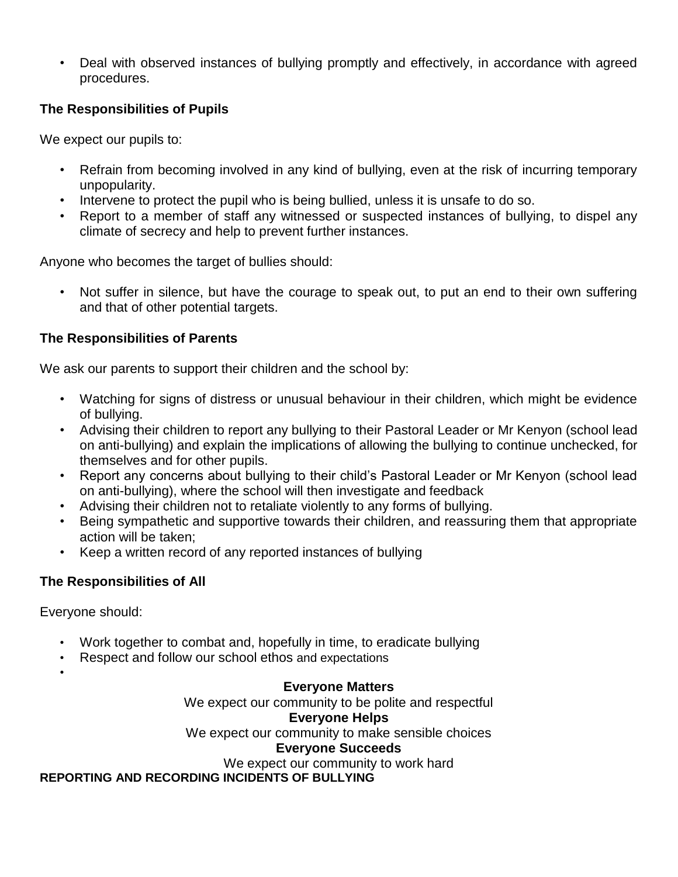- Deal with observed instances of bullying promptly and effectively, in accordance with agreed procedures.

### The Responsibilities of Pupils

We expect our pupils to:

- Refrain from becoming involved in any kind of bullying, even at the risk of incurring temporary unpopularity.
- Intervene to protect the pupil who is being bullied, unless it is unsafe to do so.
- Report to a member of staff any witnessed or suspected instances of bullying, to dispel any climate of secrecy and help to prevent further instances.

Anyone who becomes the target of bullies should:

- Not suffer in silence, but have the courage to speak out, to put an end to their own suffering and that of other potential targets.

### The Responsibilities of Parents

We ask our parents to support their children and the school by:

- Watching for signs of distress or unusual behaviour in their children, which might be evidence of bullying.
- Advising their children to report any bullying to their Pastoral Leader or Mr Kenyon (school lead on anti-bullying) and explain the implications of allowing the bullying to continue unchecked, for themselves and for other pupils.
- Report any concerns about bullying to their child's Pastoral Leader or Mr Kenyon (school lead on anti-bullying), where the school will then investigate and feedback
- Advising their children not to retaliate violently to any forms of bullying.
- Being sympathetic and supportive towards their children, and reassuring them that appropriate action will be taken;
- Keep a written record of any reported instances of bullying

### The Responsibilities of All

Everyone should:

- Work together to combat and, hopefully in time, to eradicate bullying
- Respect and follow our school ethos and expectations

**Everyone Matters**

We expect our community to be polite and respectful

**Everyone Helps**

We expect our community to make sensible choices

**Everyone Succeeds**

We expect our community to work hard

## REPORTING AND RECORDING INCIDENTS OF BULLYING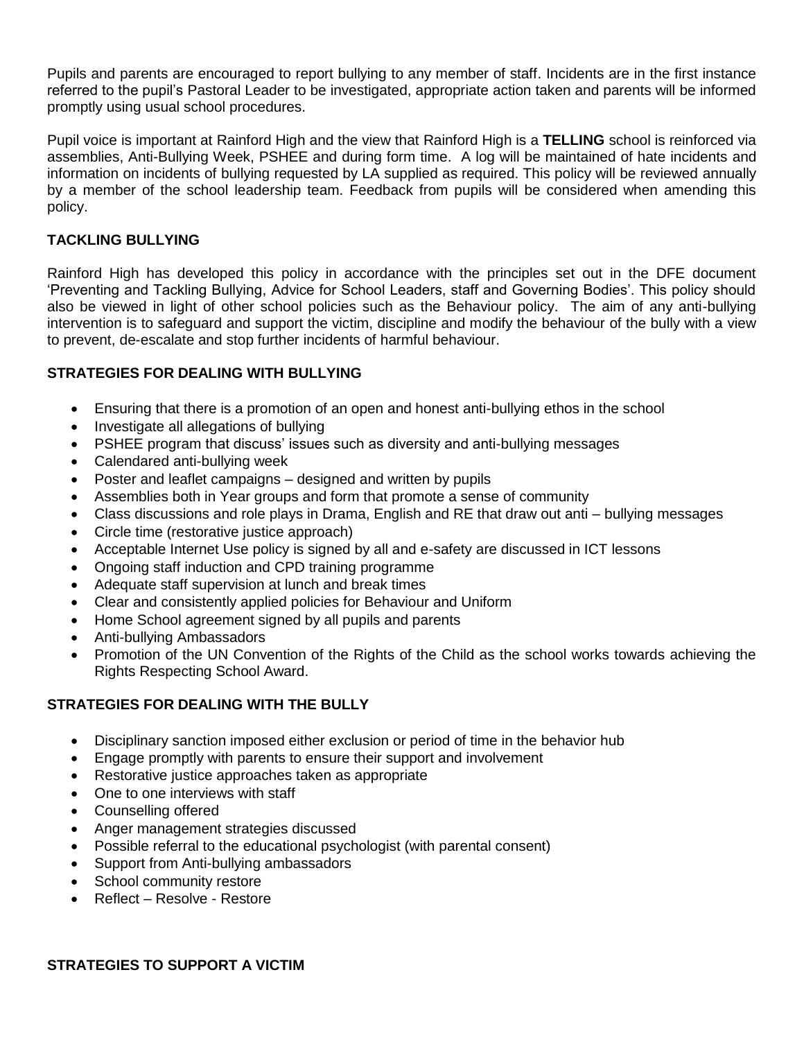Pupils and parents are encouraged to report bullying to any member of staff. Incidents are in the first instance referred to the pupil's Pastoral Leader to be investigated, appropriate action taken and parents will be informed promptly using usual school procedures.

Pupil voice is important at Rainford High and the view that Rainford High is a **TELLING** school is reinforced via assemblies, Anti-Bullying Week, PSHEE and during form time. A log will be maintained of hate incidents and information on incidents of bullying requested by LA supplied as required. This policy will be reviewed annually by a member of the school leadership team. Feedback from pupils will be considered when amending this policy.

## TACKLING BULLYING

Rainford High has developed this policy in accordance with the principles set out in the DFE document 'Preventing and Tackling Bullying, Advice for School Leaders, staff and Governing Bodies'. This policy should also be viewed in light of other school policies such as the Behaviour policy. The aim of any anti-bullying intervention is to safeguard and support the victim, discipline and modify the behaviour of the bully with a view to prevent, de-escalate and stop further incidents of harmful behaviour.

## STRATEGIES FOR DEALING WITH BULLYING

- Ensuring that there is a promotion of an open and honest anti-bullying ethos in the school
- Investigate all allegations of bullying
- PSHEE program that discuss' issues such as diversity and anti-bullying messages
- Calendared anti-bullying week
- Poster and leaflet campaigns – designed and written by pupils
- Assemblies both in Year groups and form that promote a sense of community
- Class discussions and role plays in Drama, English and RE that draw out anti – bullying messages
- Circle time (restorative justice approach)
- Acceptable Internet Use policy is signed by all and e-safety are discussed in ICT lessons
- Ongoing staff induction and CPD training programme
- Adequate staff supervision at lunch and break times
- Clear and consistently applied policies for Behaviour and Uniform
- Home School agreement signed by all pupils and parents
- Anti-bullying Ambassadors
- Promotion of the UN Convention of the Rights of the Child as the school works towards achieving the Rights Respecting School Award.

## STRATEGIES FOR DEALING WITH THE BULLY

- Disciplinary sanction imposed either exclusion or period of time in the behavior hub
- Engage promptly with parents to ensure their support and involvement
- Restorative justice approaches taken as appropriate
- One to one interviews with staff
- Counselling offered
- Anger management strategies discussed
- Possible referral to the educational psychologist (with parental consent)
- Support from Anti-bullying ambassadors
- School community restore
- Reflect – Resolve - Restore

## STRATEGIES TO SUPPORT A VICTIM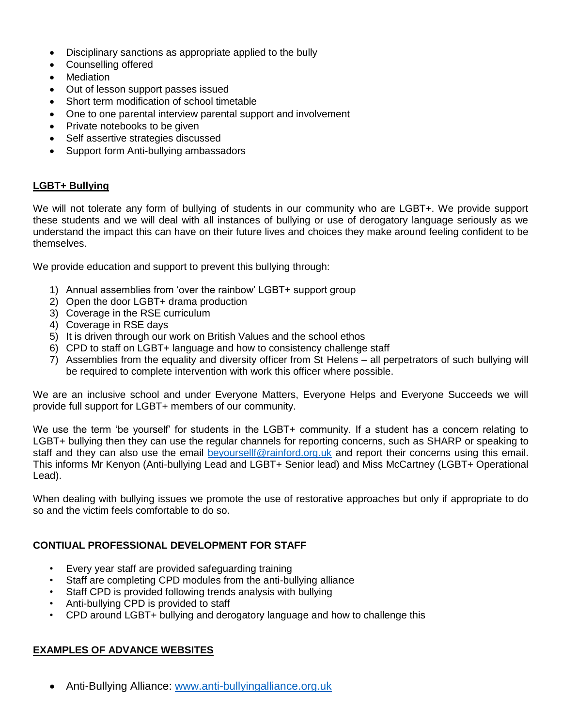- Disciplinary sanctions as appropriate applied to the bully
- Counselling offered
- Mediation
- Out of lesson support passes issued
- Short term modification of school timetable
- One to one parental interview parental support and involvement
- Private notebooks to be given
- Self assertive strategies discussed
- Support form Anti-bullying ambassadors

## LGBT+ Bullying

We will not tolerate any form of bullying of students in our community who are LGBT+. We provide support these students and we will deal with all instances of bullying or use of derogatory language seriously as we understand the impact this can have on their future lives and choices they make around feeling confident to be themselves.

We provide education and support to prevent this bullying through:

1) Annual assemblies from 'over the rainbow' LGBT+ support group
2) Open the door LGBT+ drama production
3) Coverage in the RSE curriculum
4) Coverage in RSE days
5) It is driven through our work on British Values and the school ethos
6) CPD to staff on LGBT+ language and how to consistency challenge staff
7) Assemblies from the equality and diversity officer from St Helens – all perpetrators of such bullying will be required to complete intervention with work this officer where possible.

We are an inclusive school and under Everyone Matters, Everyone Helps and Everyone Succeeds we will provide full support for LGBT+ members of our community.

We use the term 'be yourself' for students in the LGBT+ community. If a student has a concern relating to LGBT+ bullying then they can use the regular channels for reporting concerns, such as SHARP or speaking to staff and they can also use the email beyoursellf@rainford.org.uk and report their concerns using this email. This informs Mr Kenyon (Anti-bullying Lead and LGBT+ Senior lead) and Miss McCartney (LGBT+ Operational Lead).

When dealing with bullying issues we promote the use of restorative approaches but only if appropriate to do so and the victim feels comfortable to do so.

## CONTIUAL PROFESSIONAL DEVELOPMENT FOR STAFF

- Every year staff are provided safeguarding training
- Staff are completing CPD modules from the anti-bullying alliance
- Staff CPD is provided following trends analysis with bullying
- Anti-bullying CPD is provided to staff
- CPD around LGBT+ bullying and derogatory language and how to challenge this

## EXAMPLES OF ADVANCE WEBSITES

- Anti-Bullying Alliance: www.anti-bullyingalliance.org.uk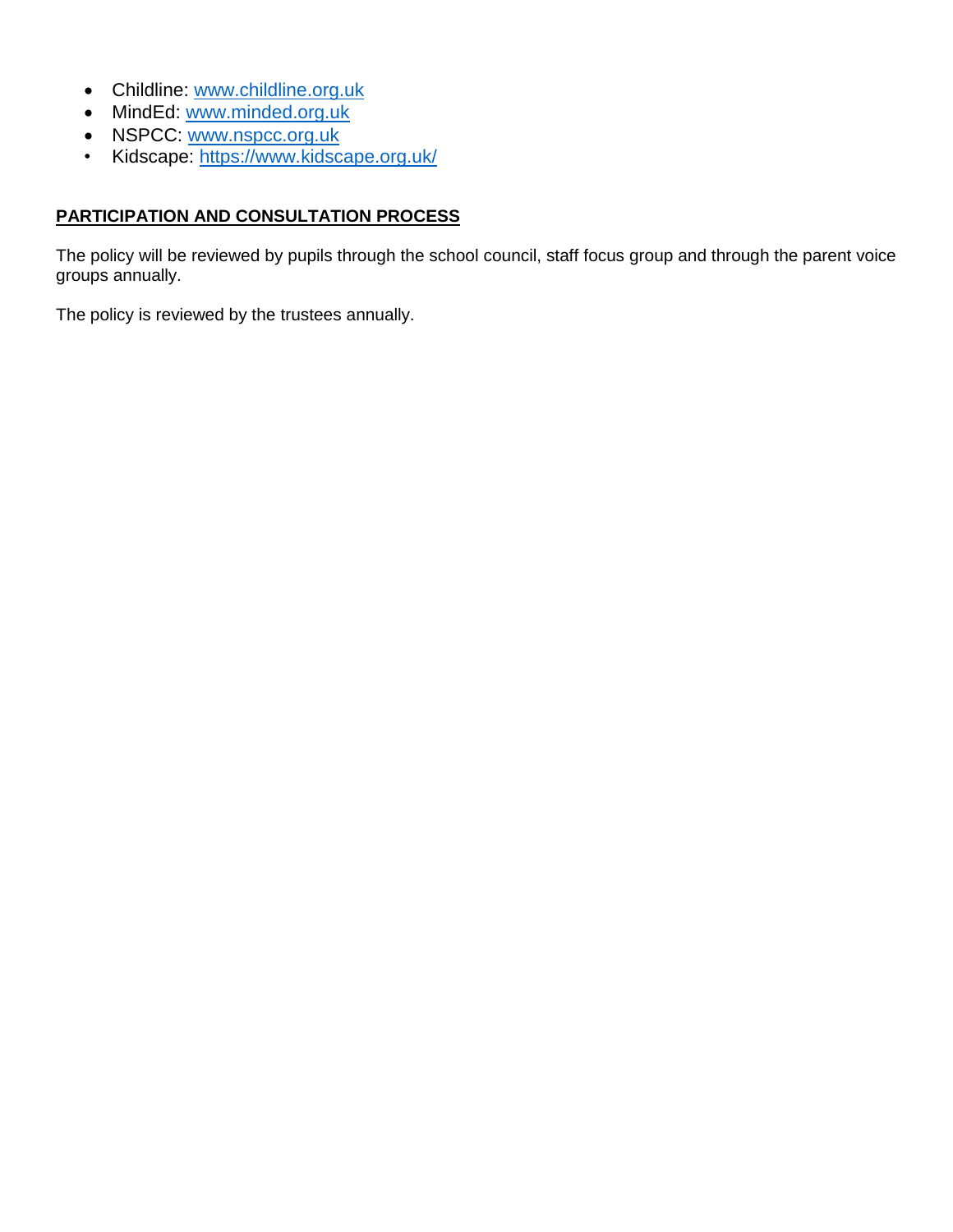- Childline: www.childline.org.uk
- MindEd: www.minded.org.uk
- NSPCC: www.nspcc.org.uk
- Kidscape: https://www.kidscape.org.uk/

## PARTICIPATION AND CONSULTATION PROCESS

The policy will be reviewed by pupils through the school council, staff focus group and through the parent voice groups annually.

The policy is reviewed by the trustees annually.